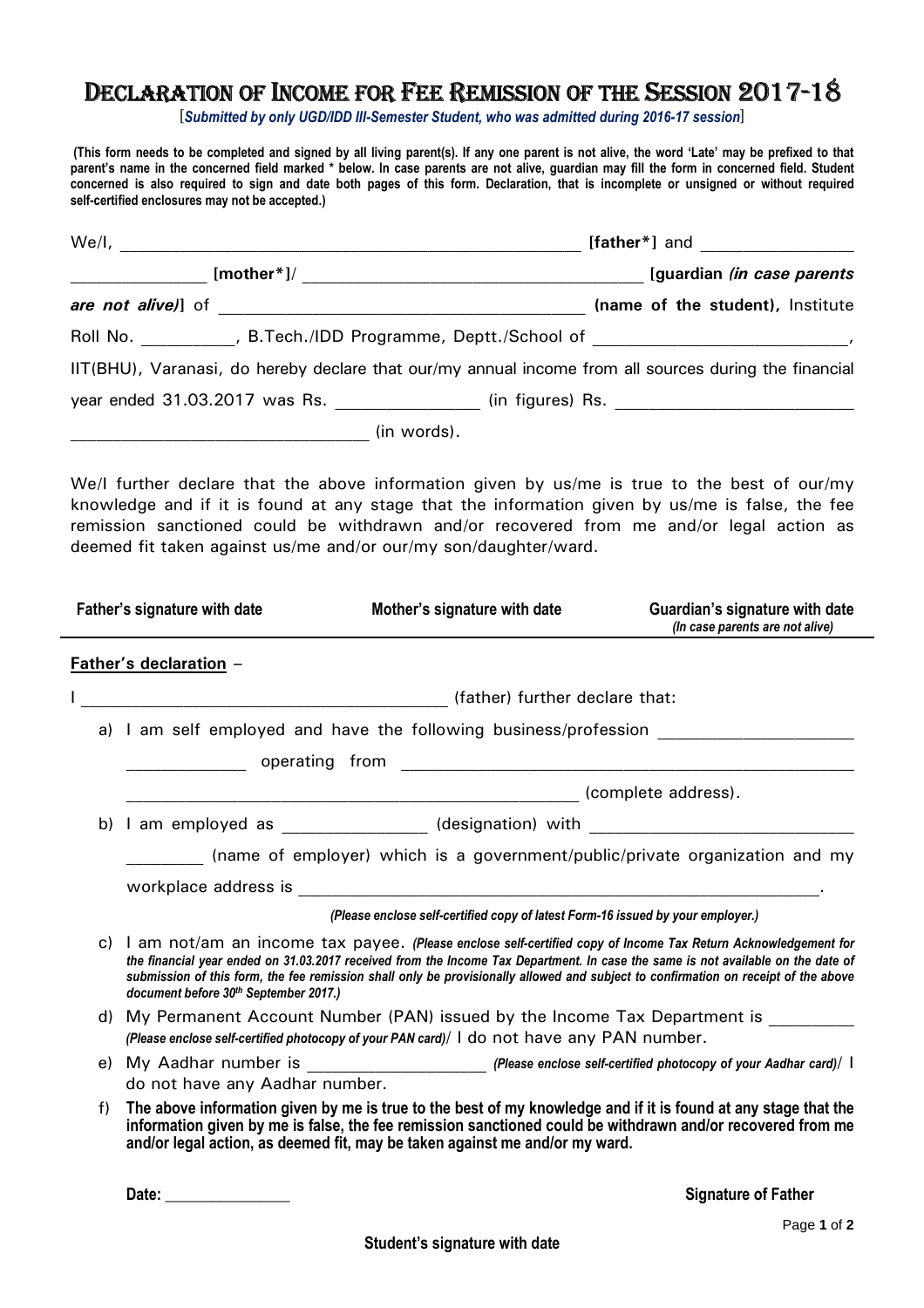# Declaration of Income for Fee Remission of the Session 2017-18

[*Submitted by only UGD/IDD III-Semester Student, who was admitted during 2016-17 session*]

**(This form needs to be completed and signed by all living parent(s). If any one parent is not alive, the word 'Late' may be prefixed to that parent's name in the concerned field marked * below. In case parents are not alive, guardian may fill the form in concerned field. Student concerned is also required to sign and date both pages of this form. Declaration, that is incomplete or unsigned or without required self-certified enclosures may not be accepted.)**

We/I, ______________________________________________ **[father*]** and ______________ ______________ **[mother*]**/ ________________________________ **[guardian *(in case parents are not alive)*]** of ____________________________________ **(name of the student),** Institute Roll No. _________, B.Tech./IDD Programme, Deptt./School of ________________________, IIT(BHU), Varanasi, do hereby declare that our/my annual income from all sources during the financial year ended 31.03.2017 was Rs. ______________ (in figures) Rs. ______________________ ______________________________ (in words).

We/I further declare that the above information given by us/me is true to the best of our/my knowledge and if it is found at any stage that the information given by us/me is false, the fee remission sanctioned could be withdrawn and/or recovered from me and/or legal action as deemed fit taken against us/me and/or our/my son/daughter/ward.

| **Father's signature with date** | **Mother's signature with date** | **Guardian's signature with date** *(In case parents are not alive)* |
|---|---|---|

**Father's declaration** –

I ____________________________________ (father) further declare that:

a) I am self employed and have the following business/profession __________________ ____________ operating from ____________________________________________ ______________________________________________ (complete address).

b) I am employed as ______________ (designation) with __________________________ ________ (name of employer) which is a government/public/private organization and my workplace address is ______________________________________________________.

*(Please enclose self-certified copy of latest Form-16 issued by your employer.)*

c) I am not/am an income tax payee. ***(Please enclose self-certified copy of Income Tax Return Acknowledgement for the financial year ended on 31.03.2017 received from the Income Tax Department. In case the same is not available on the date of submission of this form, the fee remission shall only be provisionally allowed and subject to confirmation on receipt of the above document before 30th September 2017.)***

d) My Permanent Account Number (PAN) issued by the Income Tax Department is _________ ***(Please enclose self-certified photocopy of your PAN card)***/ I do not have any PAN number.

e) My Aadhar number is __________________ ***(Please enclose self-certified photocopy of your Aadhar card)***/ I do not have any Aadhar number.

f) **The above information given by me is true to the best of my knowledge and if it is found at any stage that the information given by me is false, the fee remission sanctioned could be withdrawn and/or recovered from me and/or legal action, as deemed fit, may be taken against me and/or my ward.**

**Date:** ______________ **Signature of Father**

**Student's signature with date**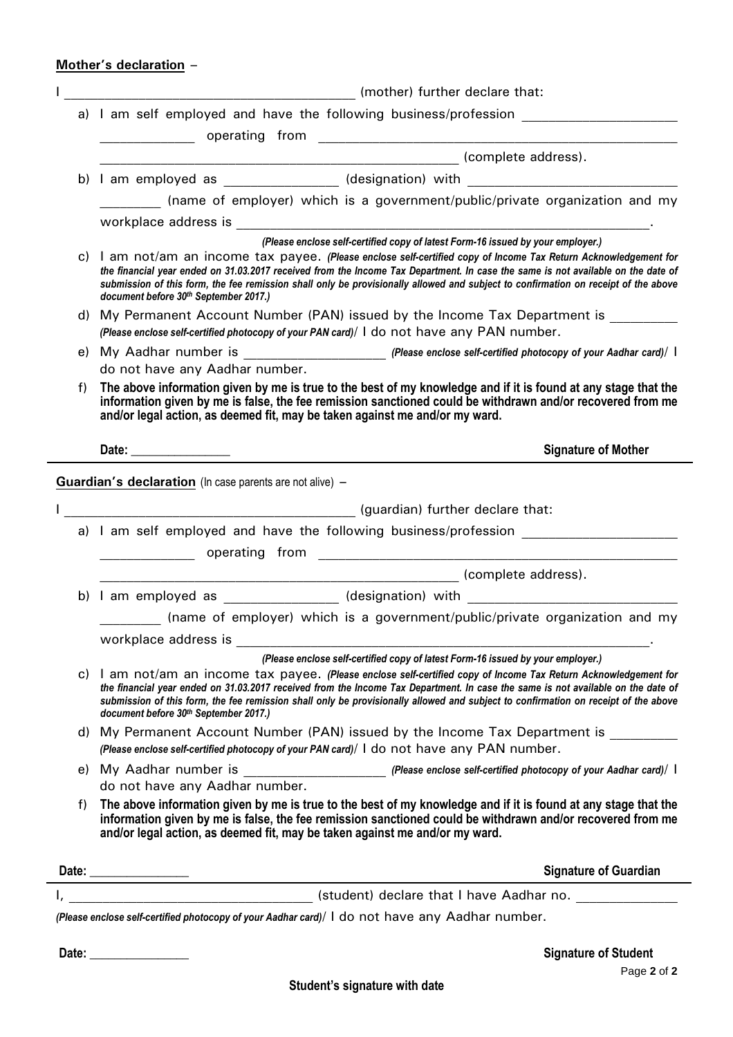**Mother's declaration** –

I ______________________________________ (mother) further declare that:

a) I am self employed and have the following business/profession ____________________ ____________ operating from ______________________________________________ ______________________________________________ (complete address).

b) I am employed as _______________ (designation) with ___________________________ ________ (name of employer) which is a government/public/private organization and my workplace address is _________________________________________________________.

*(Please enclose self-certified copy of latest Form-16 issued by your employer.)*

c) I am not/am an income tax payee. ***(Please enclose self-certified copy of Income Tax Return Acknowledgement for the financial year ended on 31.03.2017 received from the Income Tax Department. In case the same is not available on the date of submission of this form, the fee remission shall only be provisionally allowed and subject to confirmation on receipt of the above document before 30th September 2017.)***

d) My Permanent Account Number (PAN) issued by the Income Tax Department is _________ ***(Please enclose self-certified photocopy of your PAN card)***/ I do not have any PAN number.

e) My Aadhar number is ___________________ ***(Please enclose self-certified photocopy of your Aadhar card)***/ I do not have any Aadhar number.

f) **The above information given by me is true to the best of my knowledge and if it is found at any stage that the information given by me is false, the fee remission sanctioned could be withdrawn and/or recovered from me and/or legal action, as deemed fit, may be taken against me and/or my ward.**

**Date:** _______________ **Signature of Mother**

---

**Guardian's declaration** (In case parents are not alive) –

I ______________________________________ (guardian) further declare that:

a) I am self employed and have the following business/profession ____________________ ____________ operating from ______________________________________________ ______________________________________________ (complete address).

b) I am employed as _______________ (designation) with ___________________________ ________ (name of employer) which is a government/public/private organization and my workplace address is _________________________________________________________.

*(Please enclose self-certified copy of latest Form-16 issued by your employer.)*

c) I am not/am an income tax payee. ***(Please enclose self-certified copy of Income Tax Return Acknowledgement for the financial year ended on 31.03.2017 received from the Income Tax Department. In case the same is not available on the date of submission of this form, the fee remission shall only be provisionally allowed and subject to confirmation on receipt of the above document before 30th September 2017.)***

d) My Permanent Account Number (PAN) issued by the Income Tax Department is _________ ***(Please enclose self-certified photocopy of your PAN card)***/ I do not have any PAN number.

e) My Aadhar number is ___________________ ***(Please enclose self-certified photocopy of your Aadhar card)***/ I do not have any Aadhar number.

f) **The above information given by me is true to the best of my knowledge and if it is found at any stage that the information given by me is false, the fee remission sanctioned could be withdrawn and/or recovered from me and/or legal action, as deemed fit, may be taken against me and/or my ward.**

**Date:** _______________ **Signature of Guardian**

---

I, ________________________________ (student) declare that I have Aadhar no. ______________

***(Please enclose self-certified photocopy of your Aadhar card)***/ I do not have any Aadhar number.

**Date:** _______________ **Signature of Student**

**Student's signature with date**